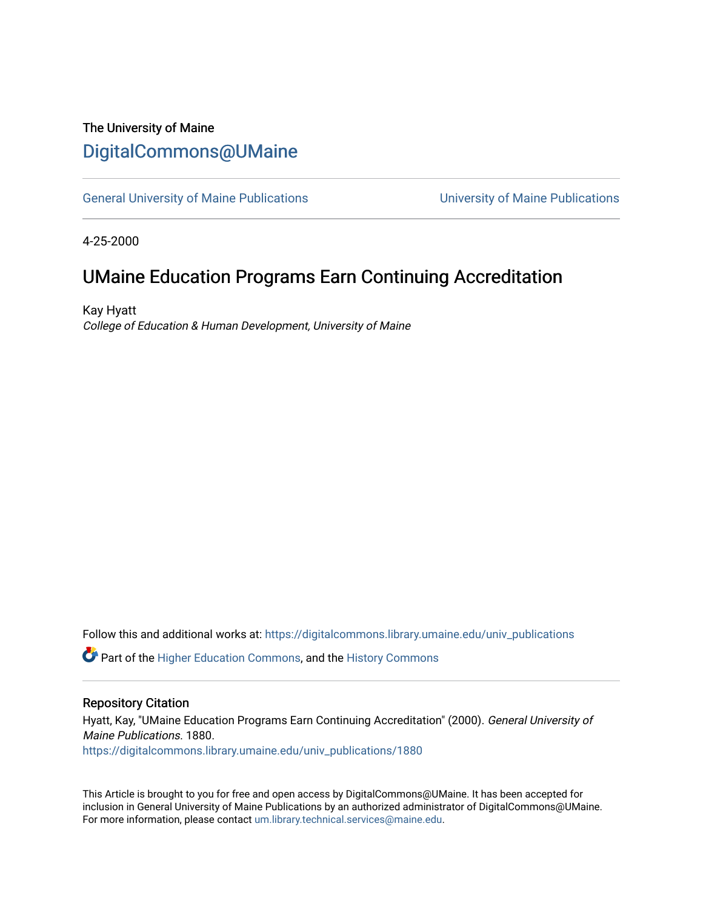The University of Maine

# DigitalCommons@UMaine

General University of Maine Publications | University of Maine Publications

4-25-2000

## UMaine Education Programs Earn Continuing Accreditation

Kay Hyatt

*College of Education & Human Development, University of Maine*

Follow this and additional works at: https://digitalcommons.library.umaine.edu/univ_publications

Part of the Higher Education Commons, and the History Commons

### Repository Citation

Hyatt, Kay, "UMaine Education Programs Earn Continuing Accreditation" (2000). *General University of Maine Publications*. 1880.
https://digitalcommons.library.umaine.edu/univ_publications/1880

This Article is brought to you for free and open access by DigitalCommons@UMaine. It has been accepted for inclusion in General University of Maine Publications by an authorized administrator of DigitalCommons@UMaine. For more information, please contact um.library.technical.services@maine.edu.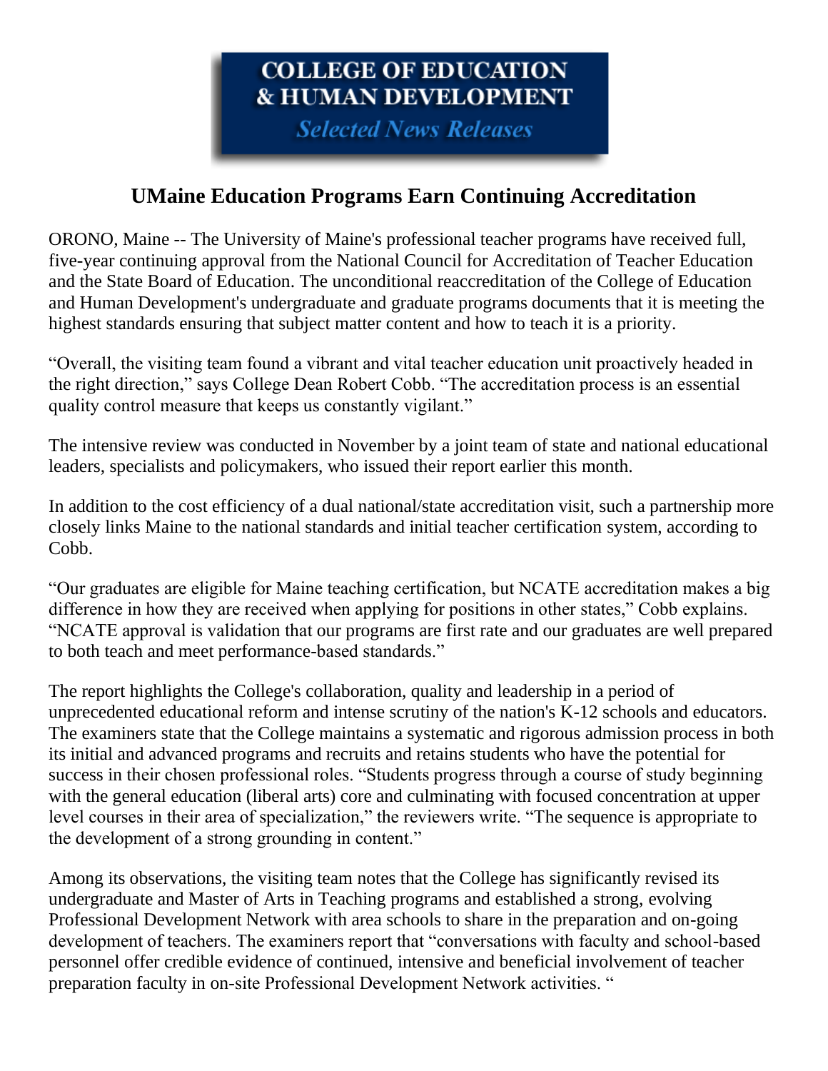**COLLEGE OF EDUCATION & HUMAN DEVELOPMENT**

***Selected News Releases***

# UMaine Education Programs Earn Continuing Accreditation

ORONO, Maine -- The University of Maine's professional teacher programs have received full, five-year continuing approval from the National Council for Accreditation of Teacher Education and the State Board of Education. The unconditional reaccreditation of the College of Education and Human Development's undergraduate and graduate programs documents that it is meeting the highest standards ensuring that subject matter content and how to teach it is a priority.

"Overall, the visiting team found a vibrant and vital teacher education unit proactively headed in the right direction," says College Dean Robert Cobb. "The accreditation process is an essential quality control measure that keeps us constantly vigilant."

The intensive review was conducted in November by a joint team of state and national educational leaders, specialists and policymakers, who issued their report earlier this month.

In addition to the cost efficiency of a dual national/state accreditation visit, such a partnership more closely links Maine to the national standards and initial teacher certification system, according to Cobb.

"Our graduates are eligible for Maine teaching certification, but NCATE accreditation makes a big difference in how they are received when applying for positions in other states," Cobb explains. "NCATE approval is validation that our programs are first rate and our graduates are well prepared to both teach and meet performance-based standards."

The report highlights the College's collaboration, quality and leadership in a period of unprecedented educational reform and intense scrutiny of the nation's K-12 schools and educators. The examiners state that the College maintains a systematic and rigorous admission process in both its initial and advanced programs and recruits and retains students who have the potential for success in their chosen professional roles. "Students progress through a course of study beginning with the general education (liberal arts) core and culminating with focused concentration at upper level courses in their area of specialization," the reviewers write. "The sequence is appropriate to the development of a strong grounding in content."

Among its observations, the visiting team notes that the College has significantly revised its undergraduate and Master of Arts in Teaching programs and established a strong, evolving Professional Development Network with area schools to share in the preparation and on-going development of teachers. The examiners report that "conversations with faculty and school-based personnel offer credible evidence of continued, intensive and beneficial involvement of teacher preparation faculty in on-site Professional Development Network activities. "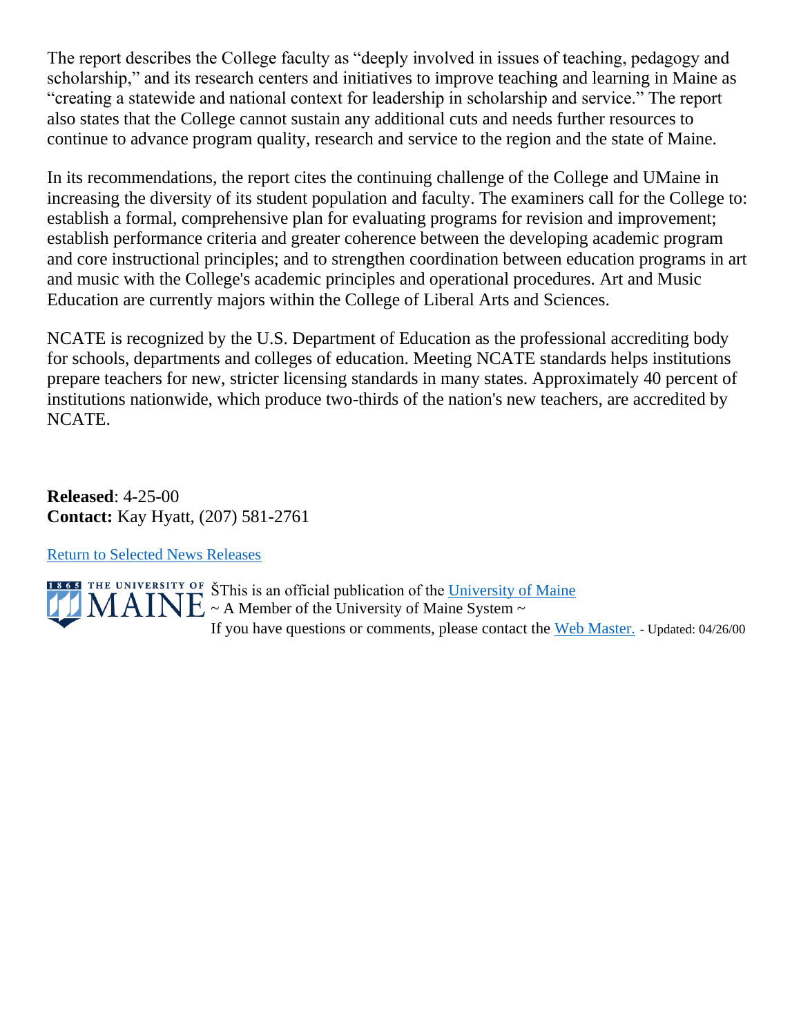The report describes the College faculty as “deeply involved in issues of teaching, pedagogy and scholarship,” and its research centers and initiatives to improve teaching and learning in Maine as “creating a statewide and national context for leadership in scholarship and service.” The report also states that the College cannot sustain any additional cuts and needs further resources to continue to advance program quality, research and service to the region and the state of Maine.

In its recommendations, the report cites the continuing challenge of the College and UMaine in increasing the diversity of its student population and faculty. The examiners call for the College to: establish a formal, comprehensive plan for evaluating programs for revision and improvement; establish performance criteria and greater coherence between the developing academic program and core instructional principles; and to strengthen coordination between education programs in art and music with the College's academic principles and operational procedures. Art and Music Education are currently majors within the College of Liberal Arts and Sciences.

NCATE is recognized by the U.S. Department of Education as the professional accrediting body for schools, departments and colleges of education. Meeting NCATE standards helps institutions prepare teachers for new, stricter licensing standards in many states. Approximately 40 percent of institutions nationwide, which produce two-thirds of the nation's new teachers, are accredited by NCATE.

**Released**: 4-25-00
**Contact:** Kay Hyatt, (207) 581-2761

Return to Selected News Releases

1865 THE UNIVERSITY OF MAINE ŠThis is an official publication of the University of Maine
~ A Member of the University of Maine System ~
If you have questions or comments, please contact the Web Master. - Updated: 04/26/00